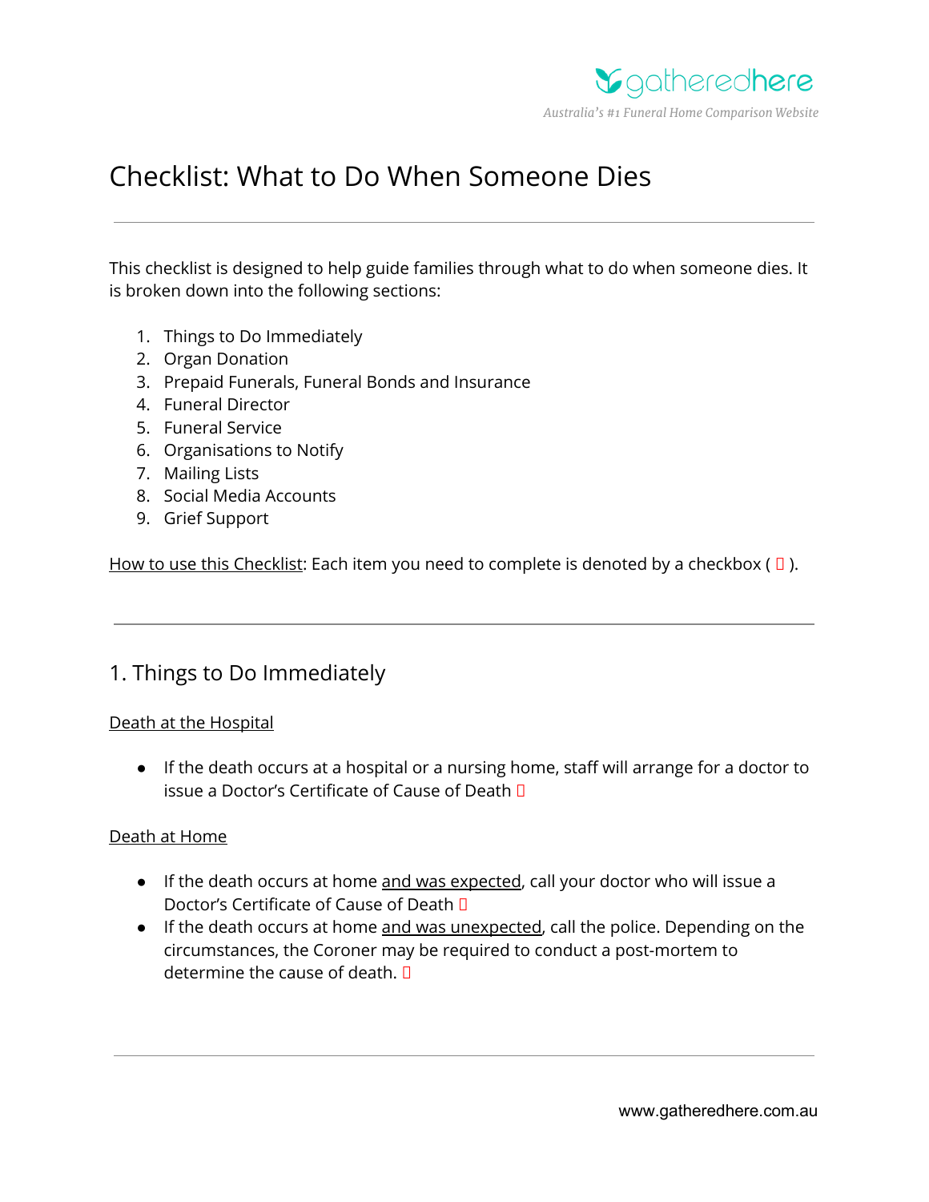# Checklist: What to Do When Someone Dies

This checklist is designed to help guide families through what to do when someone dies. It is broken down into the following sections:

1. Things to Do Immediately
2. Organ Donation
3. Prepaid Funerals, Funeral Bonds and Insurance
4. Funeral Director
5. Funeral Service
6. Organisations to Notify
7. Mailing Lists
8. Social Media Accounts
9. Grief Support

How to use this Checklist: Each item you need to complete is denoted by a checkbox ( ☐ ).

---

## 1. Things to Do Immediately

Death at the Hospital

- If the death occurs at a hospital or a nursing home, staff will arrange for a doctor to issue a Doctor's Certificate of Cause of Death ☐

Death at Home

- If the death occurs at home and was expected, call your doctor who will issue a Doctor's Certificate of Cause of Death ☐
- If the death occurs at home and was unexpected, call the police. Depending on the circumstances, the Coroner may be required to conduct a post-mortem to determine the cause of death. ☐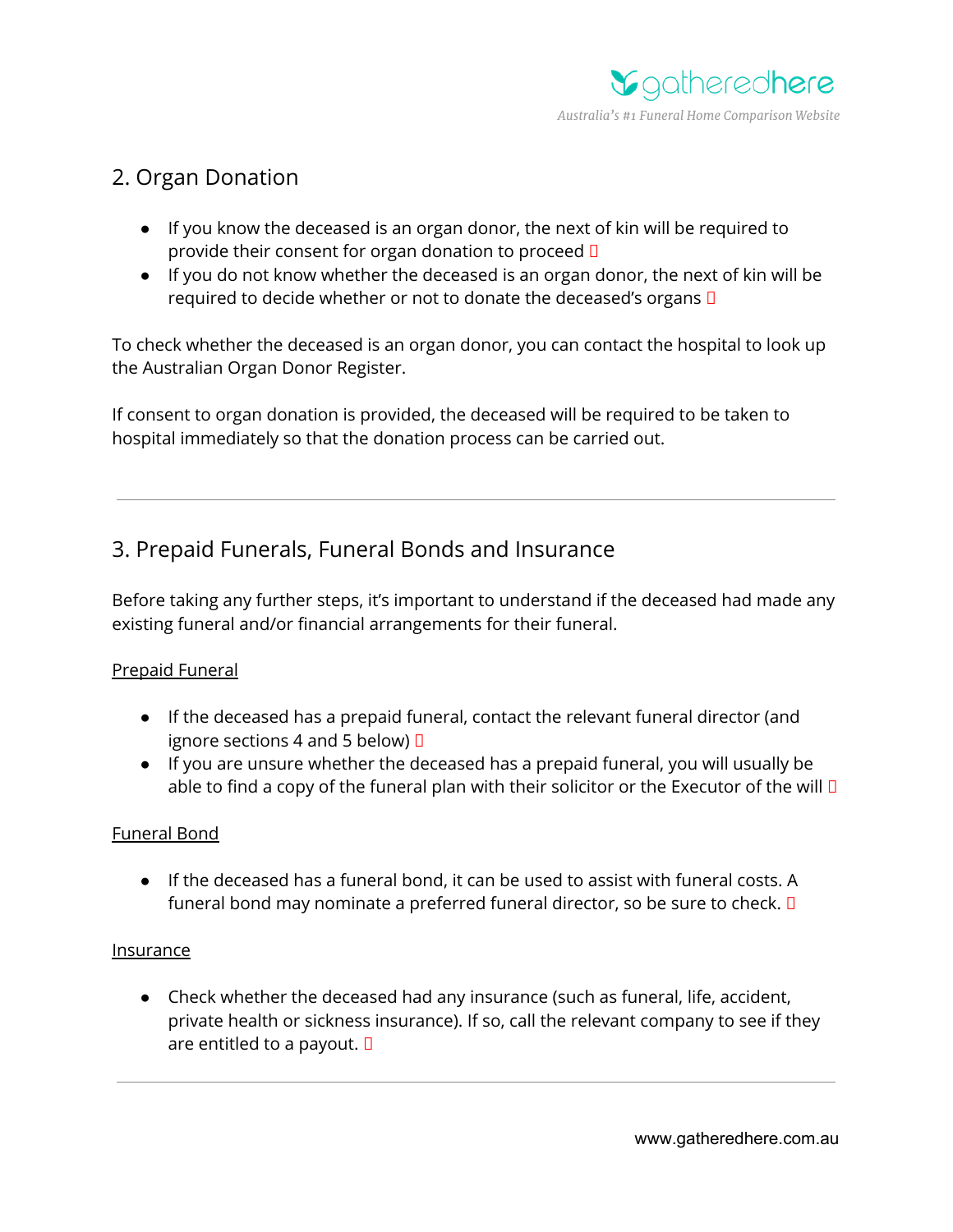## 2. Organ Donation

- If you know the deceased is an organ donor, the next of kin will be required to provide their consent for organ donation to proceed ☐
- If you do not know whether the deceased is an organ donor, the next of kin will be required to decide whether or not to donate the deceased's organs ☐

To check whether the deceased is an organ donor, you can contact the hospital to look up the Australian Organ Donor Register.

If consent to organ donation is provided, the deceased will be required to be taken to hospital immediately so that the donation process can be carried out.

---

## 3. Prepaid Funerals, Funeral Bonds and Insurance

Before taking any further steps, it's important to understand if the deceased had made any existing funeral and/or financial arrangements for their funeral.

Prepaid Funeral

- If the deceased has a prepaid funeral, contact the relevant funeral director (and ignore sections 4 and 5 below) ☐
- If you are unsure whether the deceased has a prepaid funeral, you will usually be able to find a copy of the funeral plan with their solicitor or the Executor of the will ☐

Funeral Bond

- If the deceased has a funeral bond, it can be used to assist with funeral costs. A funeral bond may nominate a preferred funeral director, so be sure to check. ☐

Insurance

- Check whether the deceased had any insurance (such as funeral, life, accident, private health or sickness insurance). If so, call the relevant company to see if they are entitled to a payout. ☐

---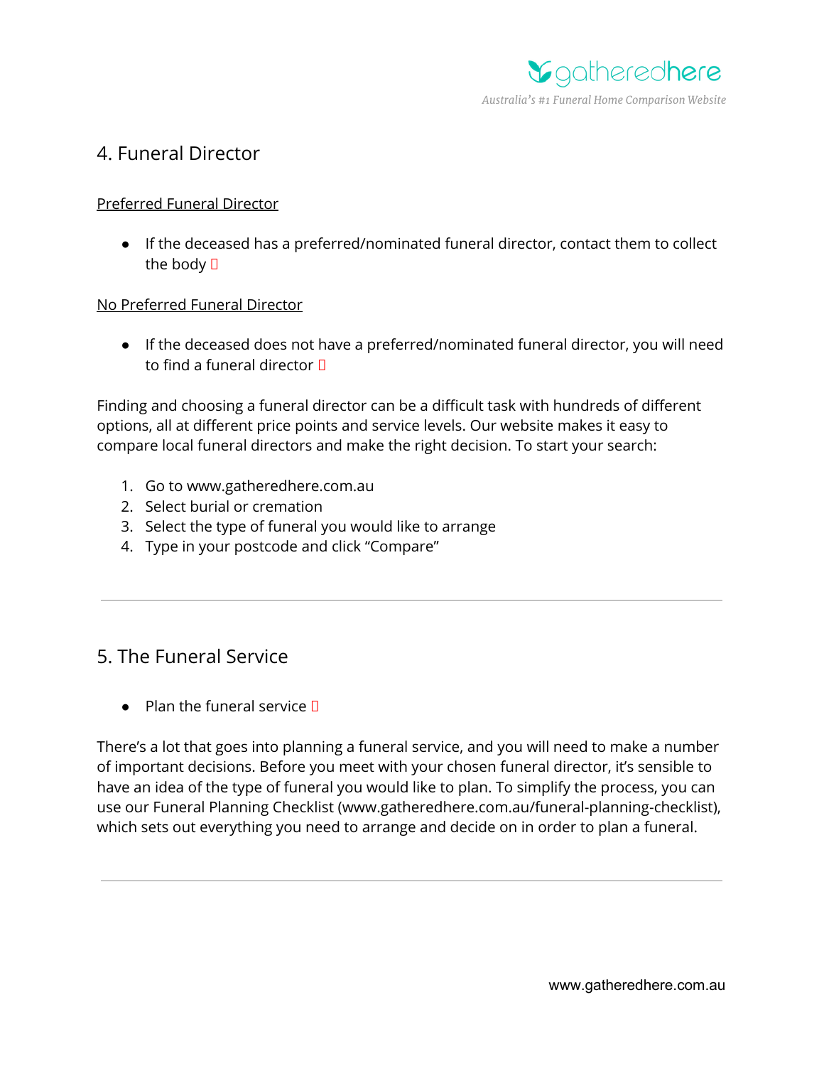## 4. Funeral Director

Preferred Funeral Director

- If the deceased has a preferred/nominated funeral director, contact them to collect the body ☐

No Preferred Funeral Director

- If the deceased does not have a preferred/nominated funeral director, you will need to find a funeral director ☐

Finding and choosing a funeral director can be a difficult task with hundreds of different options, all at different price points and service levels. Our website makes it easy to compare local funeral directors and make the right decision. To start your search:

1. Go to www.gatheredhere.com.au
2. Select burial or cremation
3. Select the type of funeral you would like to arrange
4. Type in your postcode and click "Compare"

---

## 5. The Funeral Service

- Plan the funeral service ☐

There's a lot that goes into planning a funeral service, and you will need to make a number of important decisions. Before you meet with your chosen funeral director, it's sensible to have an idea of the type of funeral you would like to plan. To simplify the process, you can use our Funeral Planning Checklist (www.gatheredhere.com.au/funeral-planning-checklist), which sets out everything you need to arrange and decide on in order to plan a funeral.

---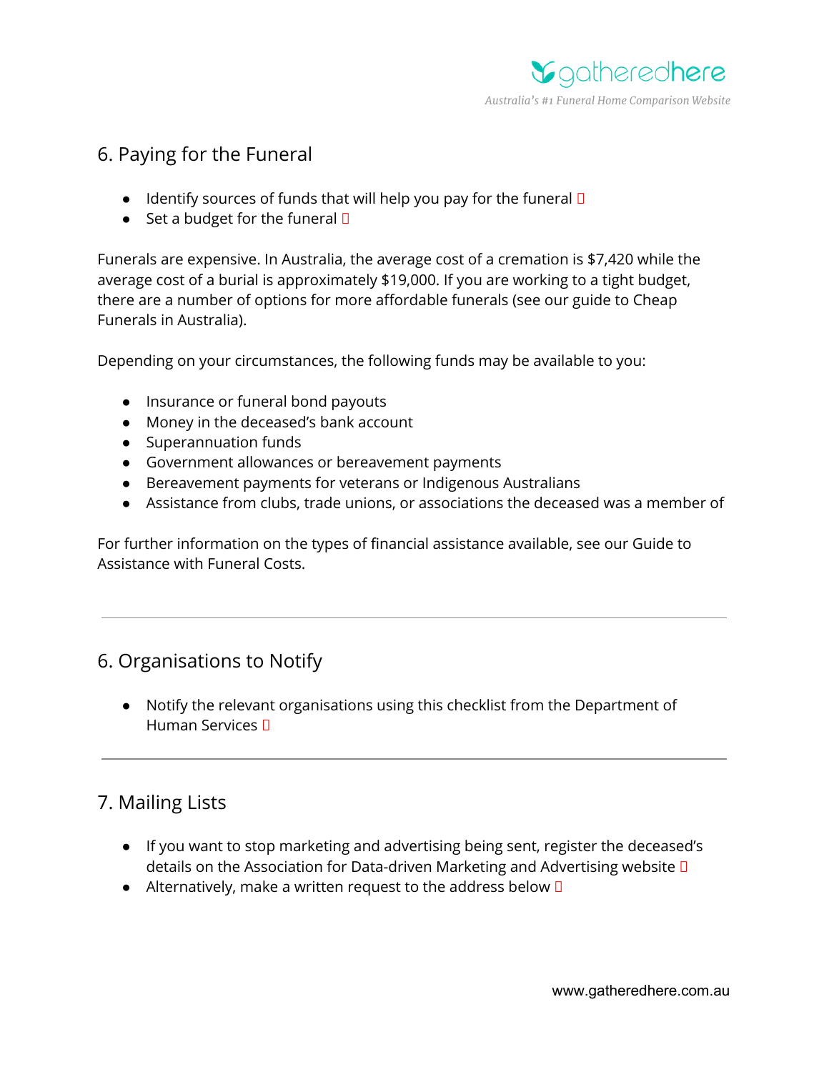## 6. Paying for the Funeral

- Identify sources of funds that will help you pay for the funeral ▯
- Set a budget for the funeral ▯

Funerals are expensive. In Australia, the average cost of a cremation is $7,420 while the average cost of a burial is approximately $19,000. If you are working to a tight budget, there are a number of options for more affordable funerals (see our guide to Cheap Funerals in Australia).

Depending on your circumstances, the following funds may be available to you:

- Insurance or funeral bond payouts
- Money in the deceased's bank account
- Superannuation funds
- Government allowances or bereavement payments
- Bereavement payments for veterans or Indigenous Australians
- Assistance from clubs, trade unions, or associations the deceased was a member of

For further information on the types of financial assistance available, see our Guide to Assistance with Funeral Costs.

---

## 6. Organisations to Notify

- Notify the relevant organisations using this checklist from the Department of Human Services ▯

---

## 7. Mailing Lists

- If you want to stop marketing and advertising being sent, register the deceased's details on the Association for Data-driven Marketing and Advertising website ▯
- Alternatively, make a written request to the address below ▯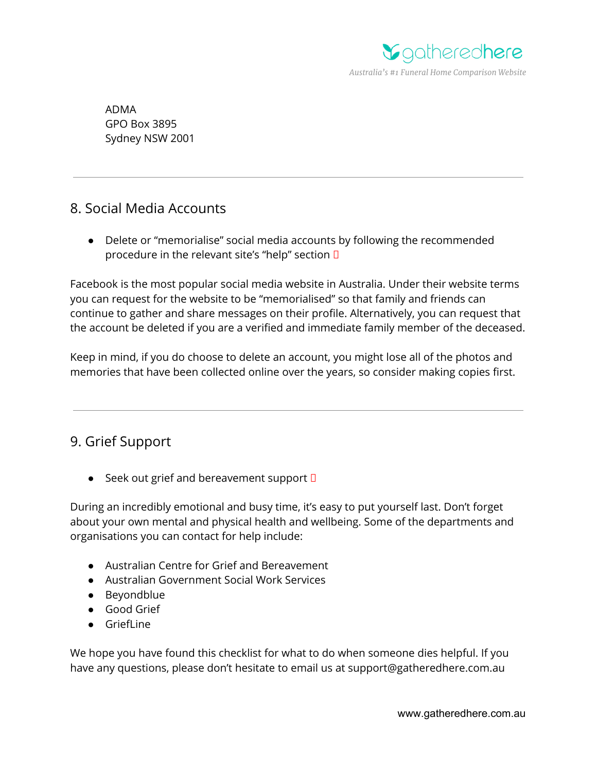ADMA
GPO Box 3895
Sydney NSW 2001

---

## 8. Social Media Accounts

- Delete or "memorialise" social media accounts by following the recommended procedure in the relevant site's "help" section ☐

Facebook is the most popular social media website in Australia. Under their website terms you can request for the website to be "memorialised" so that family and friends can continue to gather and share messages on their profile. Alternatively, you can request that the account be deleted if you are a verified and immediate family member of the deceased.

Keep in mind, if you do choose to delete an account, you might lose all of the photos and memories that have been collected online over the years, so consider making copies first.

---

## 9. Grief Support

- Seek out grief and bereavement support ☐

During an incredibly emotional and busy time, it's easy to put yourself last. Don't forget about your own mental and physical health and wellbeing. Some of the departments and organisations you can contact for help include:

- Australian Centre for Grief and Bereavement
- Australian Government Social Work Services
- Beyondblue
- Good Grief
- GriefLine

We hope you have found this checklist for what to do when someone dies helpful. If you have any questions, please don't hesitate to email us at support@gatheredhere.com.au